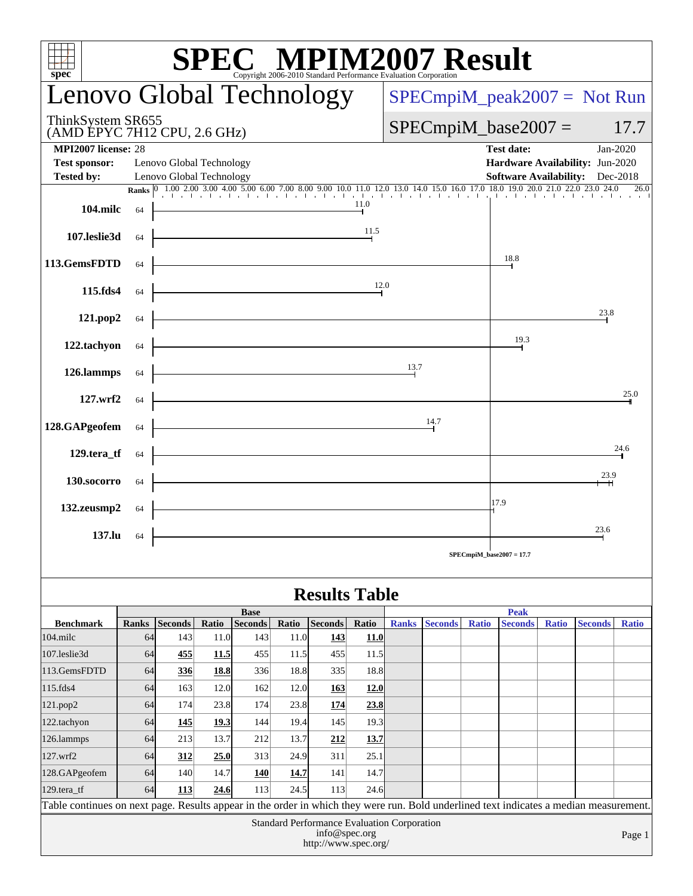# SPEC MPIM2007 Result

Copyright 2006-2010 Standard Performance Evaluation Corporation

## Lenovo Global Technology

ThinkSystem SR655
(AMD EPYC 7H12 CPU, 2.6 GHz)

SPECmpiM_peak2007 = Not Run

SPECmpiM_base2007 = 17.7

**MPI2007 license:** 28
**Test sponsor:** Lenovo Global Technology
**Tested by:** Lenovo Global Technology
**Test date:** Jan-2020
**Hardware Availability:** Jun-2020
**Software Availability:** Dec-2018

| Benchmark | Ranks | Base Ratio |
|---|---|---|
| 104.milc | 64 | 11.0 |
| 107.leslie3d | 64 | 11.5 |
| 113.GemsFDTD | 64 | 18.8 |
| 115.fds4 | 64 | 12.0 |
| 121.pop2 | 64 | 23.8 |
| 122.tachyon | 64 | 19.3 |
| 126.lammps | 64 | 13.7 |
| 127.wrf2 | 64 | 25.0 |
| 128.GAPgeofem | 64 | 14.7 |
| 129.tera_tf | 64 | 24.6 |
| 130.socorro | 64 | 23.9 |
| 132.zeusmp2 | 64 | 17.9 |
| 137.lu | 64 | 23.6 |

SPECmpiM_base2007 = 17.7

## Results Table

| Benchmark | Base | | | | | | | Peak | | | | | | |
|---|---|---|---|---|---|---|---|---|---|---|---|---|---|---|
| | Ranks | Seconds | Ratio | Seconds | Ratio | Seconds | Ratio | Ranks | Seconds | Ratio | Seconds | Ratio | Seconds | Ratio |
| 104.milc | 64 | 143 | 11.0 | 143 | 11.0 | **143** | **11.0** | | | | | | | |
| 107.leslie3d | 64 | **455** | **11.5** | 455 | 11.5 | 455 | 11.5 | | | | | | | |
| 113.GemsFDTD | 64 | **336** | **18.8** | 336 | 18.8 | 335 | 18.8 | | | | | | | |
| 115.fds4 | 64 | 163 | 12.0 | 162 | 12.0 | **163** | **12.0** | | | | | | | |
| 121.pop2 | 64 | 174 | 23.8 | 174 | 23.8 | **174** | **23.8** | | | | | | | |
| 122.tachyon | 64 | **145** | **19.3** | 144 | 19.4 | 145 | 19.3 | | | | | | | |
| 126.lammps | 64 | 213 | 13.7 | 212 | 13.7 | **212** | **13.7** | | | | | | | |
| 127.wrf2 | 64 | **312** | **25.0** | 313 | 24.9 | 311 | 25.1 | | | | | | | |
| 128.GAPgeofem | 64 | 140 | 14.7 | **140** | **14.7** | 141 | 14.7 | | | | | | | |
| 129.tera_tf | 64 | **113** | **24.6** | 113 | 24.5 | 113 | 24.6 | | | | | | | |

Table continues on next page. Results appear in the order in which they were run. Bold underlined text indicates a median measurement.

Standard Performance Evaluation Corporation
info@spec.org
http://www.spec.org/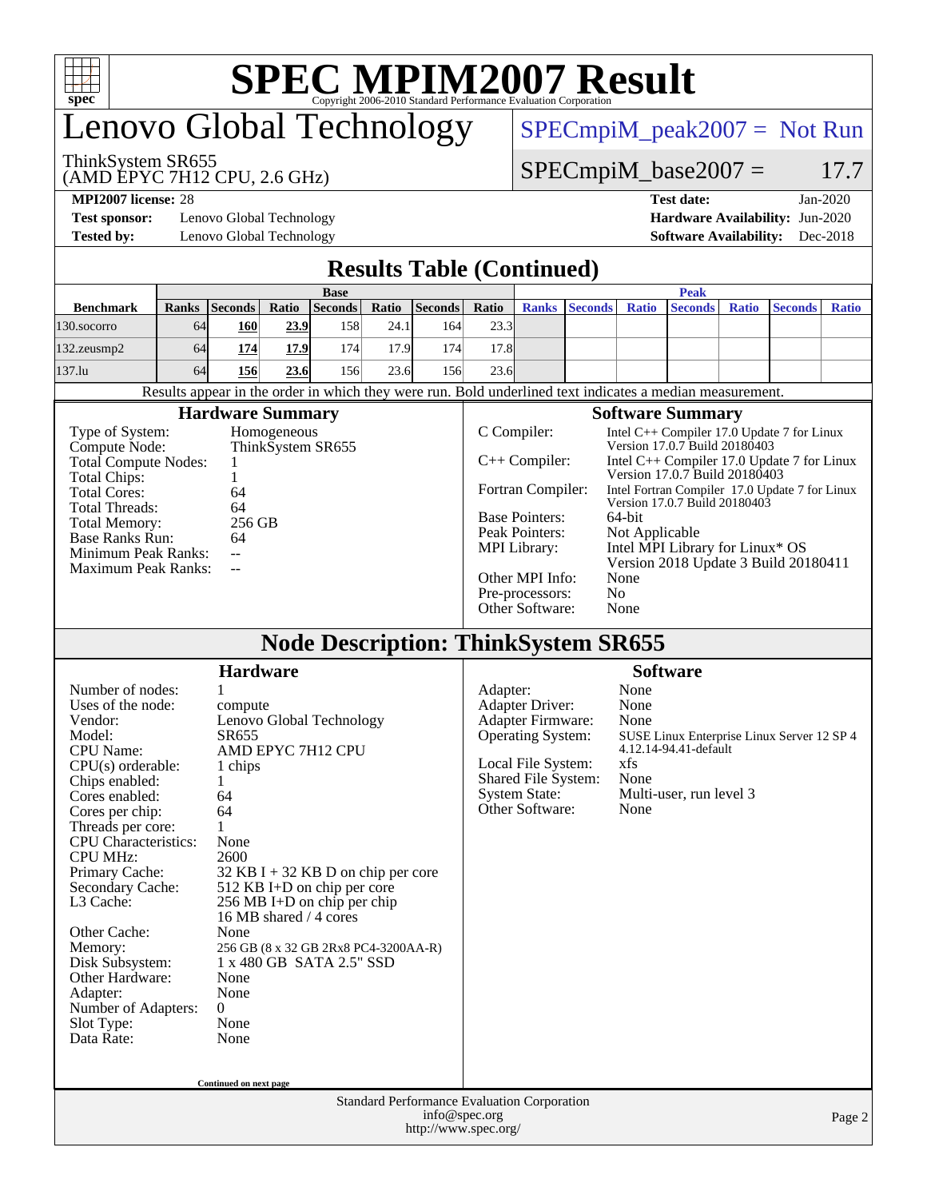# SPEC MPIM2007 Result

Copyright 2006-2010 Standard Performance Evaluation Corporation

# Lenovo Global Technology

ThinkSystem SR655
(AMD EPYC 7H12 CPU, 2.6 GHz)

SPECmpiM_peak2007 = Not Run

SPECmpiM_base2007 = 17.7

**MPI2007 license:** 28
**Test sponsor:** Lenovo Global Technology
**Tested by:** Lenovo Global Technology
**Test date:** Jan-2020
**Hardware Availability:** Jun-2020
**Software Availability:** Dec-2018

## Results Table (Continued)

| | Base | | | | | | | Peak | | | | | | |
|---|---|---|---|---|---|---|---|---|---|---|---|---|---|---|
| **Benchmark** | **Ranks** | **Seconds** | **Ratio** | **Seconds** | **Ratio** | **Seconds** | **Ratio** | **Ranks** | **Seconds** | **Ratio** | **Seconds** | **Ratio** | **Seconds** | **Ratio** |
| 130.socorro | 64 | **160** | **23.9** | 158 | 24.1 | 164 | 23.3 | | | | | | | |
| 132.zeusmp2 | 64 | **174** | **17.9** | 174 | 17.9 | 174 | 17.8 | | | | | | | |
| 137.lu | 64 | **156** | **23.6** | 156 | 23.6 | 156 | 23.6 | | | | | | | |

Results appear in the order in which they were run. Bold underlined text indicates a median measurement.

### Hardware Summary

| | |
|---|---|
| Type of System: | Homogeneous |
| Compute Node: | ThinkSystem SR655 |
| Total Compute Nodes: | 1 |
| Total Chips: | 1 |
| Total Cores: | 64 |
| Total Threads: | 64 |
| Total Memory: | 256 GB |
| Base Ranks Run: | 64 |
| Minimum Peak Ranks: | -- |
| Maximum Peak Ranks: | -- |

### Software Summary

| | |
|---|---|
| C Compiler: | Intel C++ Compiler 17.0 Update 7 for Linux Version 17.0.7 Build 20180403 |
| C++ Compiler: | Intel C++ Compiler 17.0 Update 7 for Linux Version 17.0.7 Build 20180403 |
| Fortran Compiler: | Intel Fortran Compiler 17.0 Update 7 for Linux Version 17.0.7 Build 20180403 |
| Base Pointers: | 64-bit |
| Peak Pointers: | Not Applicable |
| MPI Library: | Intel MPI Library for Linux* OS Version 2018 Update 3 Build 20180411 |
| Other MPI Info: | None |
| Pre-processors: | No |
| Other Software: | None |

## Node Description: ThinkSystem SR655

### Hardware

| | |
|---|---|
| Number of nodes: | 1 |
| Uses of the node: | compute |
| Vendor: | Lenovo Global Technology |
| Model: | SR655 |
| CPU Name: | AMD EPYC 7H12 CPU |
| CPU(s) orderable: | 1 chips |
| Chips enabled: | 1 |
| Cores enabled: | 64 |
| Cores per chip: | 64 |
| Threads per core: | 1 |
| CPU Characteristics: | None |
| CPU MHz: | 2600 |
| Primary Cache: | 32 KB I + 32 KB D on chip per core |
| Secondary Cache: | 512 KB I+D on chip per core |
| L3 Cache: | 256 MB I+D on chip per chip 16 MB shared / 4 cores |
| Other Cache: | None |
| Memory: | 256 GB (8 x 32 GB 2Rx8 PC4-3200AA-R) |
| Disk Subsystem: | 1 x 480 GB SATA 2.5" SSD |
| Other Hardware: | None |
| Adapter: | None |
| Number of Adapters: | 0 |
| Slot Type: | None |
| Data Rate: | None |

Continued on next page

### Software

| | |
|---|---|
| Adapter: | None |
| Adapter Driver: | None |
| Adapter Firmware: | None |
| Operating System: | SUSE Linux Enterprise Linux Server 12 SP 4 4.12.14-94.41-default |
| Local File System: | xfs |
| Shared File System: | None |
| System State: | Multi-user, run level 3 |
| Other Software: | None |

Standard Performance Evaluation Corporation
info@spec.org
http://www.spec.org/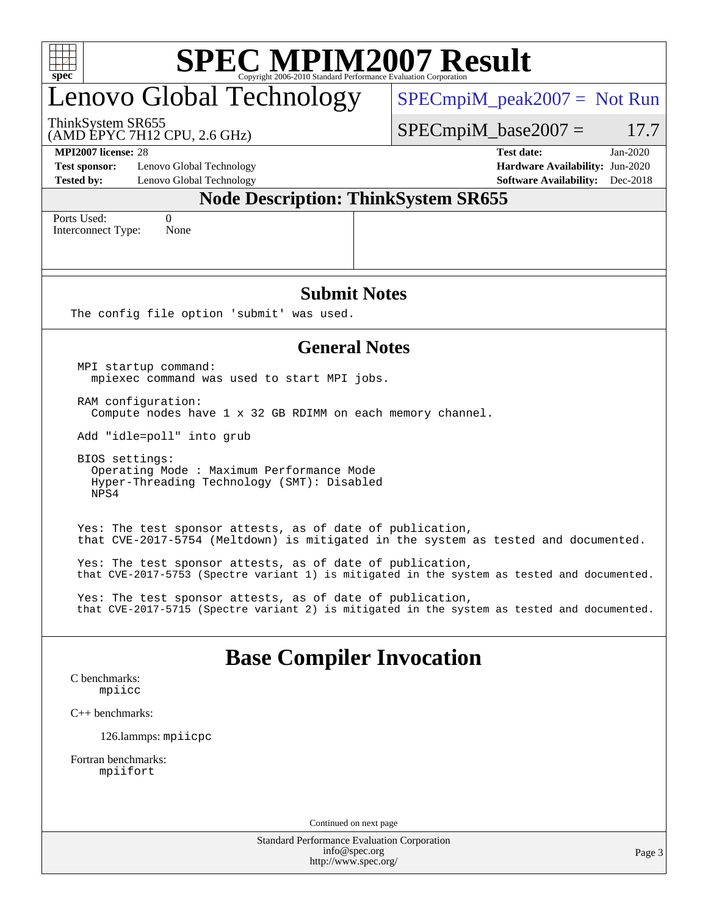# SPEC MPIM2007 Result

Copyright 2006-2010 Standard Performance Evaluation Corporation

# Lenovo Global Technology

ThinkSystem SR655
(AMD EPYC 7H12 CPU, 2.6 GHz)

SPECmpiM_peak2007 = Not Run

SPECmpiM_base2007 = 17.7

**MPI2007 license:** 28
**Test sponsor:** Lenovo Global Technology
**Tested by:** Lenovo Global Technology

**Test date:** Jan-2020
**Hardware Availability:** Jun-2020
**Software Availability:** Dec-2018

## Node Description: ThinkSystem SR655

| | |
|---|---|
| Ports Used: | 0 |
| Interconnect Type: | None |

## Submit Notes

```
The config file option 'submit' was used.
```

## General Notes

```
MPI startup command:
  mpiexec command was used to start MPI jobs.

RAM configuration:
  Compute nodes have 1 x 32 GB RDIMM on each memory channel.

Add "idle=poll" into grub

BIOS settings:
  Operating Mode : Maximum Performance Mode
  Hyper-Threading Technology (SMT): Disabled
  NPS4


Yes: The test sponsor attests, as of date of publication,
that CVE-2017-5754 (Meltdown) is mitigated in the system as tested and documented.

Yes: The test sponsor attests, as of date of publication,
that CVE-2017-5753 (Spectre variant 1) is mitigated in the system as tested and documented.

Yes: The test sponsor attests, as of date of publication,
that CVE-2017-5715 (Spectre variant 2) is mitigated in the system as tested and documented.
```

## Base Compiler Invocation

C benchmarks:
    mpiicc

C++ benchmarks:

    126.lammps: mpiicpc

Fortran benchmarks:
    mpiifort

Continued on next page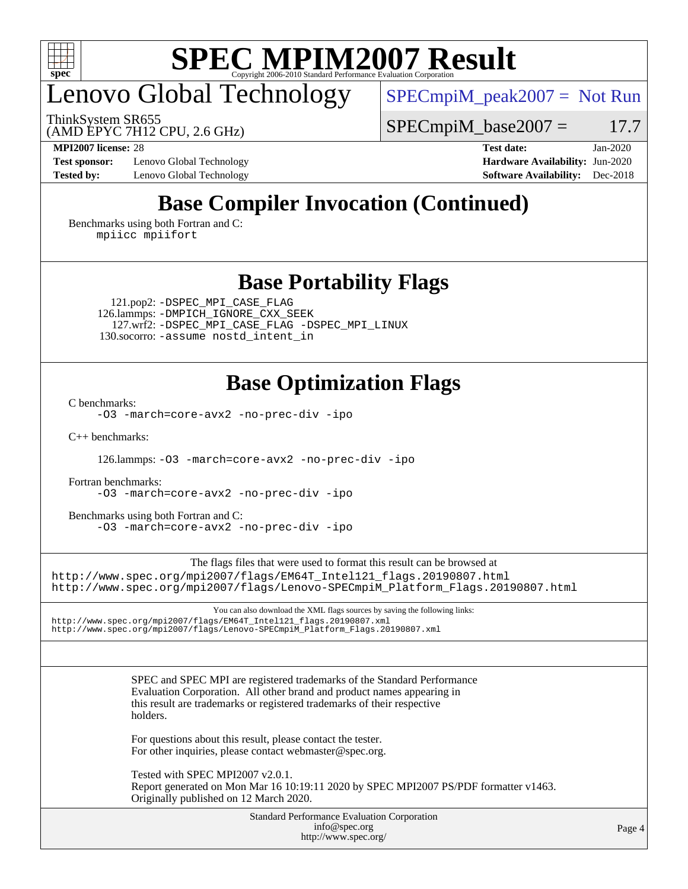# SPEC MPIM2007 Result

Copyright 2006-2010 Standard Performance Evaluation Corporation

# Lenovo Global Technology

ThinkSystem SR655
(AMD EPYC 7H12 CPU, 2.6 GHz)

SPECmpiM_peak2007 = Not Run

SPECmpiM_base2007 = 17.7

**MPI2007 license:** 28
**Test sponsor:** Lenovo Global Technology
**Tested by:** Lenovo Global Technology

**Test date:** Jan-2020
**Hardware Availability:** Jun-2020
**Software Availability:** Dec-2018

## Base Compiler Invocation (Continued)

Benchmarks using both Fortran and C:
`mpiicc mpiifort`

## Base Portability Flags

121.pop2: `-DSPEC_MPI_CASE_FLAG`
126.lammps: `-DMPICH_IGNORE_CXX_SEEK`
127.wrf2: `-DSPEC_MPI_CASE_FLAG -DSPEC_MPI_LINUX`
130.socorro: `-assume nostd_intent_in`

## Base Optimization Flags

C benchmarks:
`-O3 -march=core-avx2 -no-prec-div -ipo`

C++ benchmarks:

126.lammps: `-O3 -march=core-avx2 -no-prec-div -ipo`

Fortran benchmarks:
`-O3 -march=core-avx2 -no-prec-div -ipo`

Benchmarks using both Fortran and C:
`-O3 -march=core-avx2 -no-prec-div -ipo`

The flags files that were used to format this result can be browsed at
http://www.spec.org/mpi2007/flags/EM64T_Intel121_flags.20190807.html
http://www.spec.org/mpi2007/flags/Lenovo-SPECmpiM_Platform_Flags.20190807.html

You can also download the XML flags sources by saving the following links:
http://www.spec.org/mpi2007/flags/EM64T_Intel121_flags.20190807.xml
http://www.spec.org/mpi2007/flags/Lenovo-SPECmpiM_Platform_Flags.20190807.xml

SPEC and SPEC MPI are registered trademarks of the Standard Performance Evaluation Corporation. All other brand and product names appearing in this result are trademarks or registered trademarks of their respective holders.

For questions about this result, please contact the tester.
For other inquiries, please contact webmaster@spec.org.

Tested with SPEC MPI2007 v2.0.1.
Report generated on Mon Mar 16 10:19:11 2020 by SPEC MPI2007 PS/PDF formatter v1463.
Originally published on 12 March 2020.